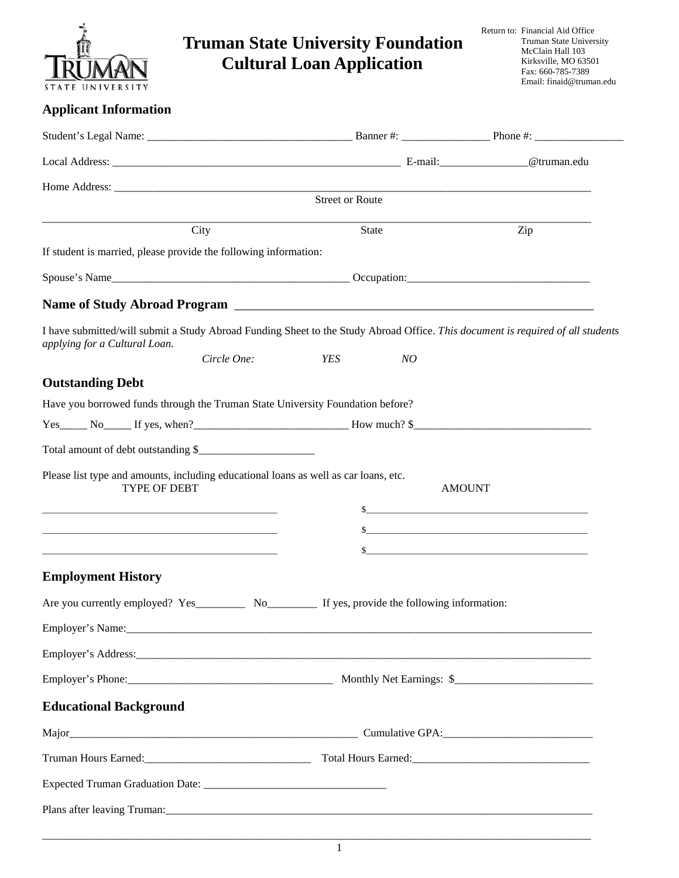# Truman State University Foundation Cultural Loan Application

Return to: Financial Aid Office
Truman State University
McClain Hall 103
Kirksville, MO 63501
Fax: 660-785-7389
Email: finaid@truman.edu

## Applicant Information

Student's Legal Name: ____________________________________ Banner #: ________________ Phone #: ________________

Local Address: __________________________________________________ E-mail:________________@truman.edu

Home Address: ___________________________________________________________________________________
Street or Route

___________________________________________________________________________________________
City State Zip

If student is married, please provide the following information:

Spouse's Name___________________________________________ Occupation:________________________________

## Name of Study Abroad Program ____________________________________________________________

I have submitted/will submit a Study Abroad Funding Sheet to the Study Abroad Office. *This document is required of all students applying for a Cultural Loan.*

*Circle One:* *YES* *NO*

## Outstanding Debt

Have you borrowed funds through the Truman State University Foundation before?

Yes_____ No_____ If yes, when?____________________________ How much? $________________________________

Total amount of debt outstanding $_____________________

Please list type and amounts, including educational loans as well as car loans, etc.

| TYPE OF DEBT | AMOUNT |
|---|---|
| ___________________________________________ | $___________________________________________ |
| ___________________________________________ | $___________________________________________ |
| ___________________________________________ | $___________________________________________ |

## Employment History

Are you currently employed? Yes_________ No_________ If yes, provide the following information:

Employer's Name:___________________________________________________________________________________

Employer's Address:_________________________________________________________________________________

Employer's Phone:_____________________________________ Monthly Net Earnings: $_________________________

## Educational Background

Major______________________________________________________ Cumulative GPA:___________________________

Truman Hours Earned:______________________________ Total Hours Earned:________________________________

Expected Truman Graduation Date: _________________________________

Plans after leaving Truman:_________________________________________________________________________

___________________________________________________________________________________________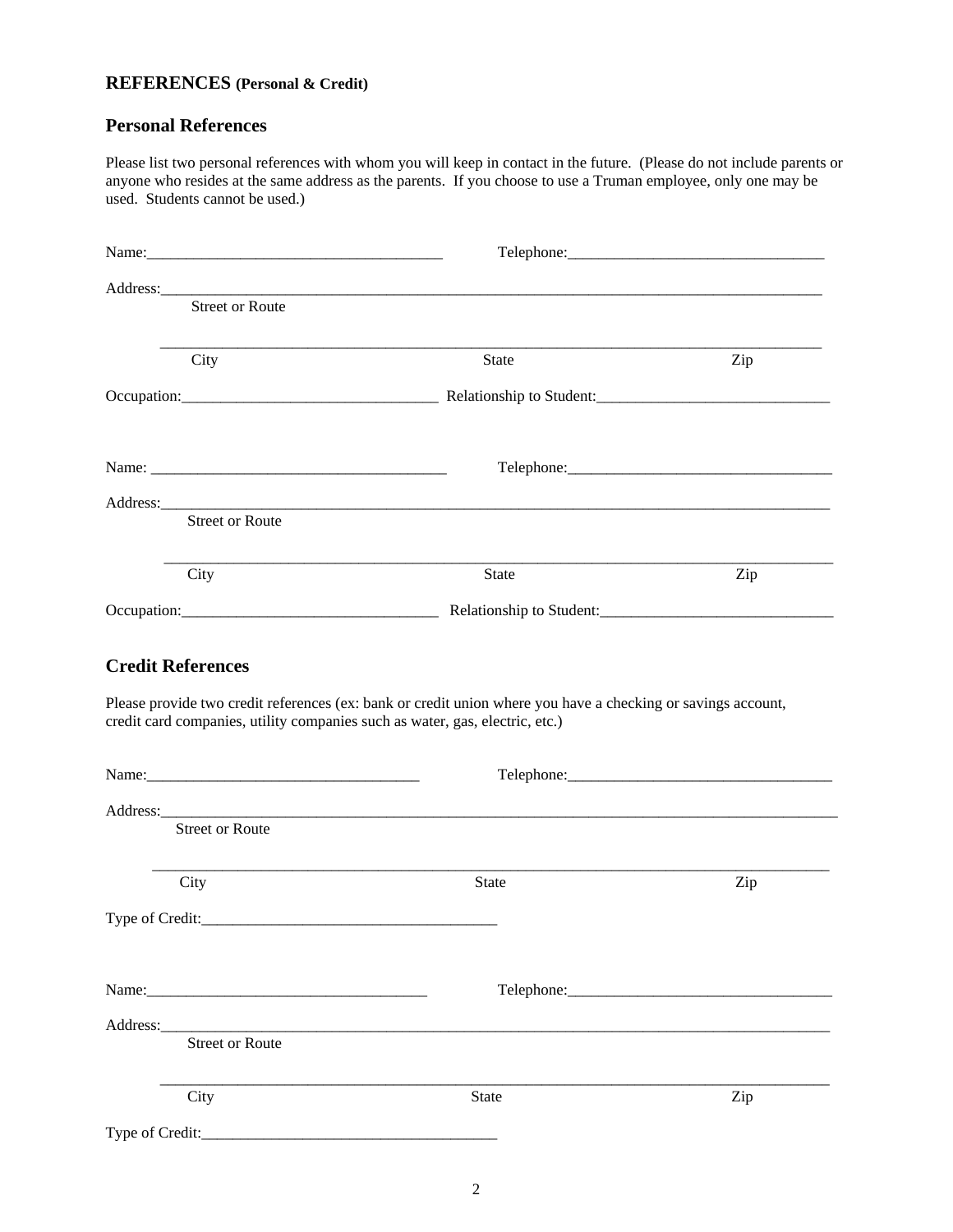## REFERENCES (Personal & Credit)

### Personal References

Please list two personal references with whom you will keep in contact in the future. (Please do not include parents or anyone who resides at the same address as the parents. If you choose to use a Truman employee, only one may be used. Students cannot be used.)

Name:______________________________________ Telephone:_________________________________

Address:_____________________________________________________________________________________
Street or Route

_____________________________________________________________________________________
City State Zip

Occupation:_________________________________ Relationship to Student:______________________________

Name: ______________________________________ Telephone:__________________________________

Address:_____________________________________________________________________________________
Street or Route

_____________________________________________________________________________________
City State Zip

Occupation:_________________________________ Relationship to Student:______________________________

### Credit References

Please provide two credit references (ex: bank or credit union where you have a checking or savings account, credit card companies, utility companies such as water, gas, electric, etc.)

Name:___________________________________ Telephone:__________________________________

Address:_____________________________________________________________________________________
Street or Route

_____________________________________________________________________________________
City State Zip

Type of Credit:______________________________________

Name:___________________________________ Telephone:__________________________________

Address:_____________________________________________________________________________________
Street or Route

_____________________________________________________________________________________
City State Zip

Type of Credit:______________________________________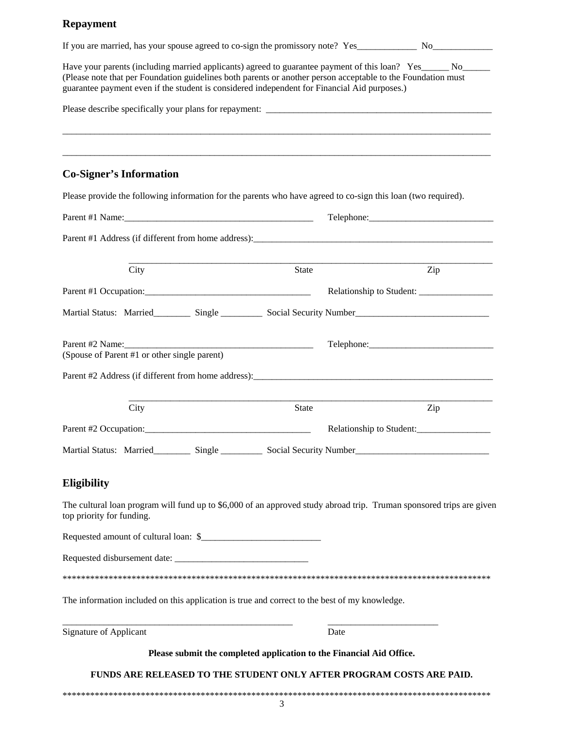## Repayment

If you are married, has your spouse agreed to co-sign the promissory note? Yes_____________ No_____________

Have your parents (including married applicants) agreed to guarantee payment of this loan? Yes______ No______
(Please note that per Foundation guidelines both parents or another person acceptable to the Foundation must guarantee payment even if the student is considered independent for Financial Aid purposes.)

Please describe specifically your plans for repayment: __________________________________________________

_____________________________________________________________________________________________

_____________________________________________________________________________________________

## Co-Signer's Information

Please provide the following information for the parents who have agreed to co-sign this loan (two required).

Parent #1 Name:_________________________________________ Telephone:___________________________

Parent #1 Address (if different from home address):______________________________________________________

_____________________________________________________________________________
City State Zip

Parent #1 Occupation:____________________________________ Relationship to Student: ________________

Martial Status: Married________ Single _________ Social Security Number_____________________________

Parent #2 Name:_________________________________________ Telephone:___________________________
(Spouse of Parent #1 or other single parent)

Parent #2 Address (if different from home address):______________________________________________________

_____________________________________________________________________________
City State Zip

Parent #2 Occupation:____________________________________ Relationship to Student:________________

Martial Status: Married________ Single _________ Social Security Number_____________________________

## Eligibility

The cultural loan program will fund up to $6,000 of an approved study abroad trip. Truman sponsored trips are given top priority for funding.

Requested amount of cultural loan: $__________________________

Requested disbursement date: _____________________________

************************************************************************************************

The information included on this application is true and correct to the best of my knowledge.

____________________________________________________ ________________________
Signature of Applicant Date

**Please submit the completed application to the Financial Aid Office.**

**FUNDS ARE RELEASED TO THE STUDENT ONLY AFTER PROGRAM COSTS ARE PAID.**

************************************************************************************************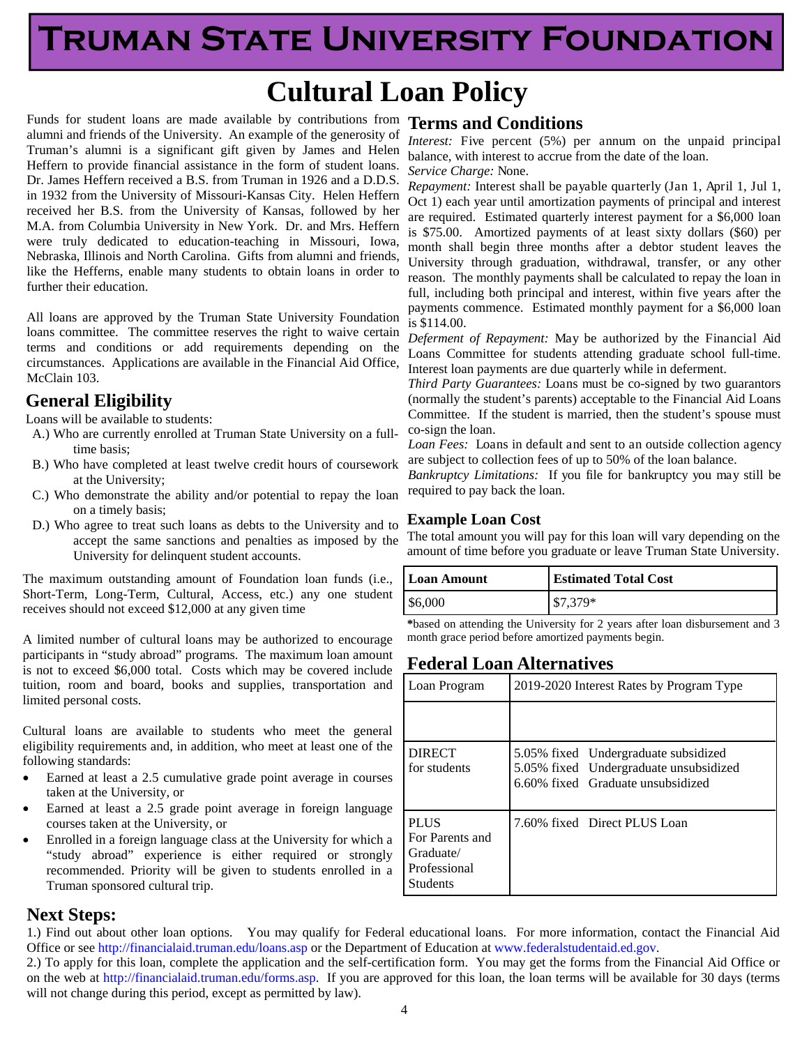# Truman State University Foundation

# Cultural Loan Policy

Funds for student loans are made available by contributions from alumni and friends of the University. An example of the generosity of Truman's alumni is a significant gift given by James and Helen Heffern to provide financial assistance in the form of student loans. Dr. James Heffern received a B.S. from Truman in 1926 and a D.D.S. in 1932 from the University of Missouri-Kansas City. Helen Heffern received her B.S. from the University of Kansas, followed by her M.A. from Columbia University in New York. Dr. and Mrs. Heffern were truly dedicated to education-teaching in Missouri, Iowa, Nebraska, Illinois and North Carolina. Gifts from alumni and friends, like the Hefferns, enable many students to obtain loans in order to further their education.

All loans are approved by the Truman State University Foundation loans committee. The committee reserves the right to waive certain terms and conditions or add requirements depending on the circumstances. Applications are available in the Financial Aid Office, McClain 103.

## General Eligibility

Loans will be available to students:

A.) Who are currently enrolled at Truman State University on a full-time basis;

B.) Who have completed at least twelve credit hours of coursework at the University;

C.) Who demonstrate the ability and/or potential to repay the loan on a timely basis;

D.) Who agree to treat such loans as debts to the University and to accept the same sanctions and penalties as imposed by the University for delinquent student accounts.

The maximum outstanding amount of Foundation loan funds (i.e., Short-Term, Long-Term, Cultural, Access, etc.) any one student receives should not exceed $12,000 at any given time

A limited number of cultural loans may be authorized to encourage participants in "study abroad" programs. The maximum loan amount is not to exceed $6,000 total. Costs which may be covered include tuition, room and board, books and supplies, transportation and limited personal costs.

Cultural loans are available to students who meet the general eligibility requirements and, in addition, who meet at least one of the following standards:

- Earned at least a 2.5 cumulative grade point average in courses taken at the University, or
- Earned at least a 2.5 grade point average in foreign language courses taken at the University, or
- Enrolled in a foreign language class at the University for which a "study abroad" experience is either required or strongly recommended. Priority will be given to students enrolled in a Truman sponsored cultural trip.

## Terms and Conditions

*Interest:* Five percent (5%) per annum on the unpaid principal balance, with interest to accrue from the date of the loan.

*Service Charge:* None.

*Repayment:* Interest shall be payable quarterly (Jan 1, April 1, Jul 1, Oct 1) each year until amortization payments of principal and interest are required. Estimated quarterly interest payment for a $6,000 loan is $75.00. Amortized payments of at least sixty dollars ($60) per month shall begin three months after a debtor student leaves the University through graduation, withdrawal, transfer, or any other reason. The monthly payments shall be calculated to repay the loan in full, including both principal and interest, within five years after the payments commence. Estimated monthly payment for a $6,000 loan is $114.00.

*Deferment of Repayment:* May be authorized by the Financial Aid Loans Committee for students attending graduate school full-time. Interest loan payments are due quarterly while in deferment.

*Third Party Guarantees:* Loans must be co-signed by two guarantors (normally the student's parents) acceptable to the Financial Aid Loans Committee. If the student is married, then the student's spouse must co-sign the loan.

*Loan Fees:* Loans in default and sent to an outside collection agency are subject to collection fees of up to 50% of the loan balance.

*Bankruptcy Limitations:* If you file for bankruptcy you may still be required to pay back the loan.

### Example Loan Cost

The total amount you will pay for this loan will vary depending on the amount of time before you graduate or leave Truman State University.

| **Loan Amount** | **Estimated Total Cost** |
|---|---|
| $6,000 | $7,379* |

***based on attending the University for 2 years after loan disbursement and 3 month grace period before amortized payments begin.

## Federal Loan Alternatives

| Loan Program | 2019-2020 Interest Rates by Program Type |
|---|---|
| | |
| DIRECT for students | 5.05% fixed Undergraduate subsidized<br>5.05% fixed Undergraduate unsubsidized<br>6.60% fixed Graduate unsubsidized |
| PLUS For Parents and Graduate/ Professional Students | 7.60% fixed Direct PLUS Loan |

## Next Steps:

1.) Find out about other loan options. You may qualify for Federal educational loans. For more information, contact the Financial Aid Office or see http://financialaid.truman.edu/loans.asp or the Department of Education at www.federalstudentaid.ed.gov.

2.) To apply for this loan, complete the application and the self-certification form. You may get the forms from the Financial Aid Office or on the web at http://financialaid.truman.edu/forms.asp. If you are approved for this loan, the loan terms will be available for 30 days (terms will not change during this period, except as permitted by law).